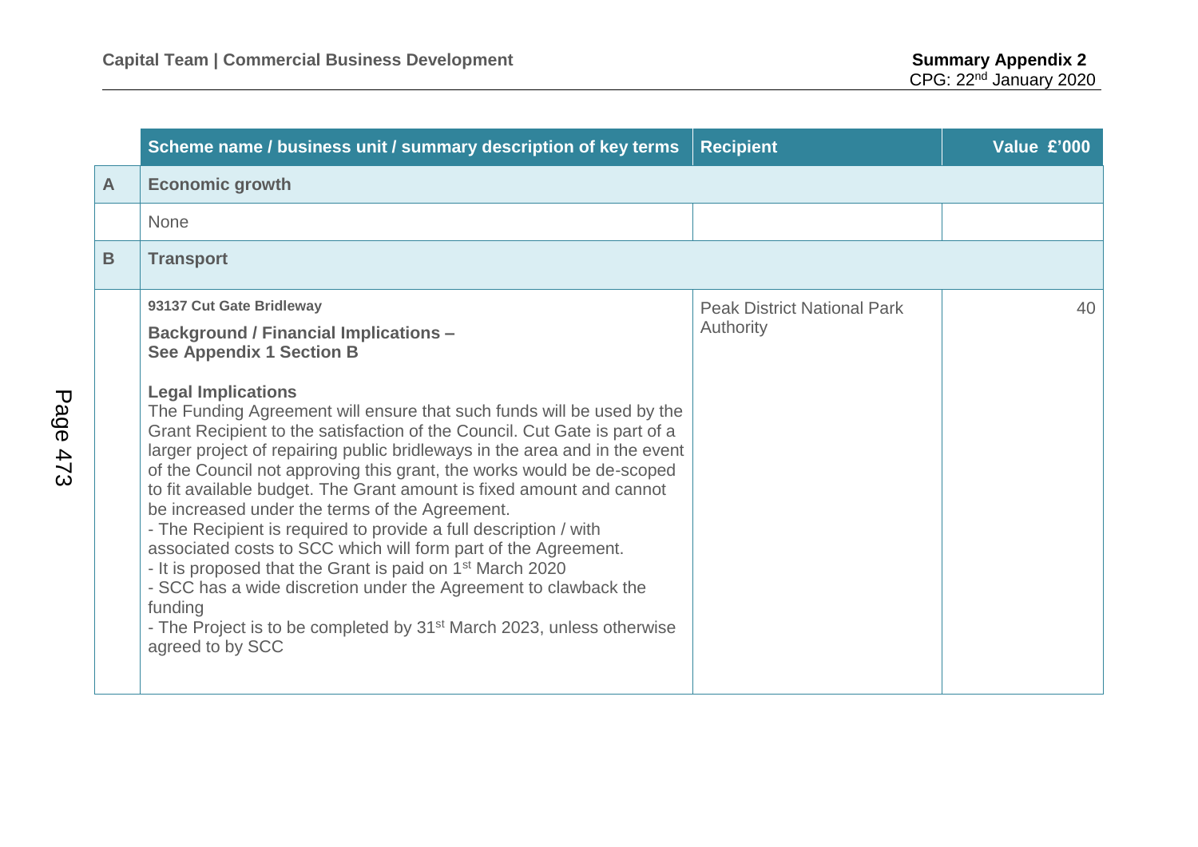**Summary Appendix 2**
CPG: 22nd January 2020

| | Scheme name / business unit / summary description of key terms | Recipient | Value £'000 |
|---|---|---|---|
| **A** | **Economic growth** | | |
| | None | | |
| **B** | **Transport** | | |
| | **93137 Cut Gate Bridleway**<br><br>**Background / Financial Implications – See Appendix 1 Section B**<br><br>**Legal Implications**<br>The Funding Agreement will ensure that such funds will be used by the Grant Recipient to the satisfaction of the Council. Cut Gate is part of a larger project of repairing public bridleways in the area and in the event of the Council not approving this grant, the works would be de-scoped to fit available budget. The Grant amount is fixed amount and cannot be increased under the terms of the Agreement.<br>- The Recipient is required to provide a full description / with associated costs to SCC which will form part of the Agreement.<br>- It is proposed that the Grant is paid on 1st March 2020<br>- SCC has a wide discretion under the Agreement to clawback the funding<br>- The Project is to be completed by 31st March 2023, unless otherwise agreed to by SCC | Peak District National Park Authority | 40 |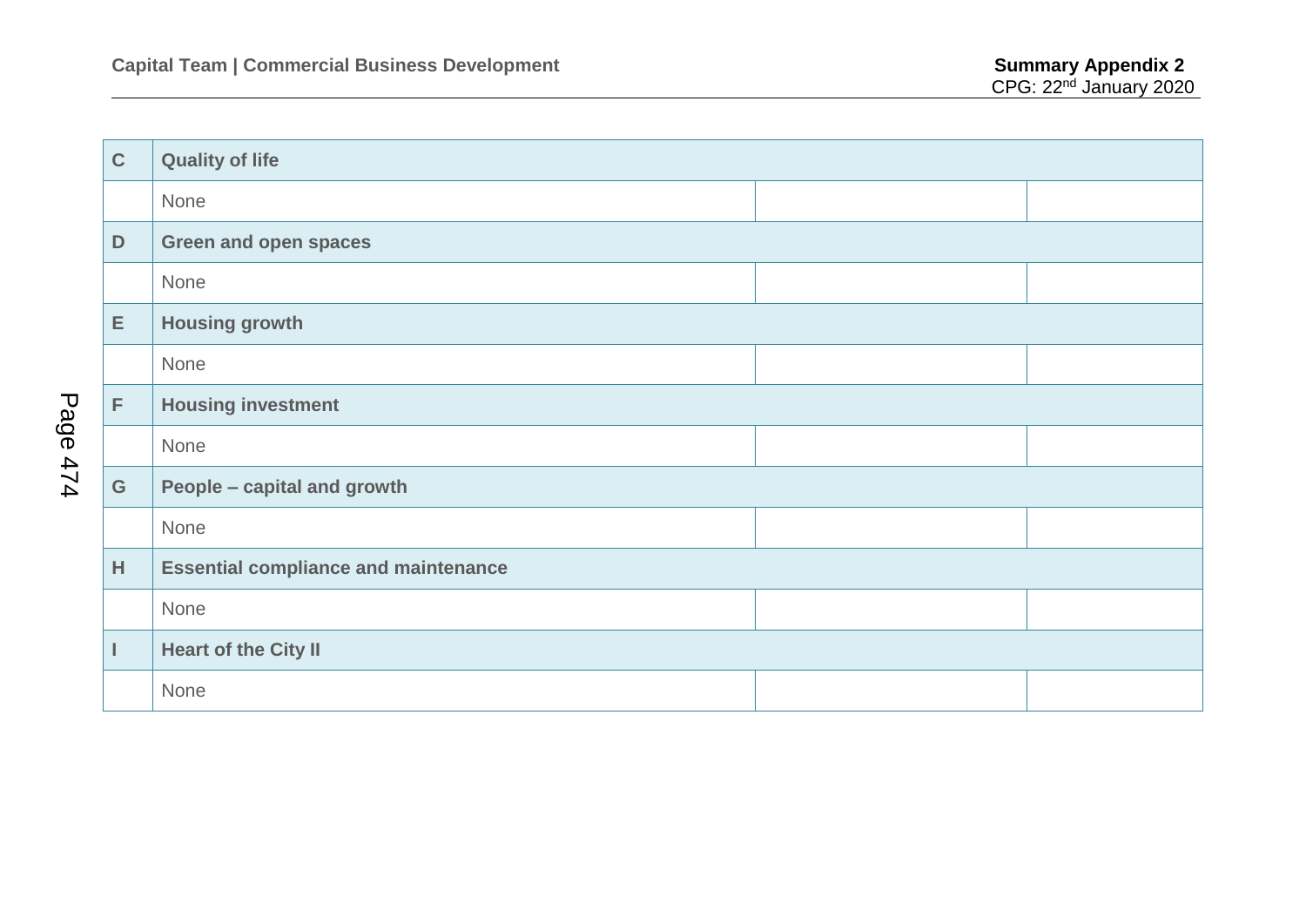| | | | |
|---|---|---|---|
| C | Quality of life | | |
| | None | | |
| D | Green and open spaces | | |
| | None | | |
| E | Housing growth | | |
| | None | | |
| F | Housing investment | | |
| | None | | |
| G | People – capital and growth | | |
| | None | | |
| H | Essential compliance and maintenance | | |
| | None | | |
| I | Heart of the City II | | |
| | None | | |